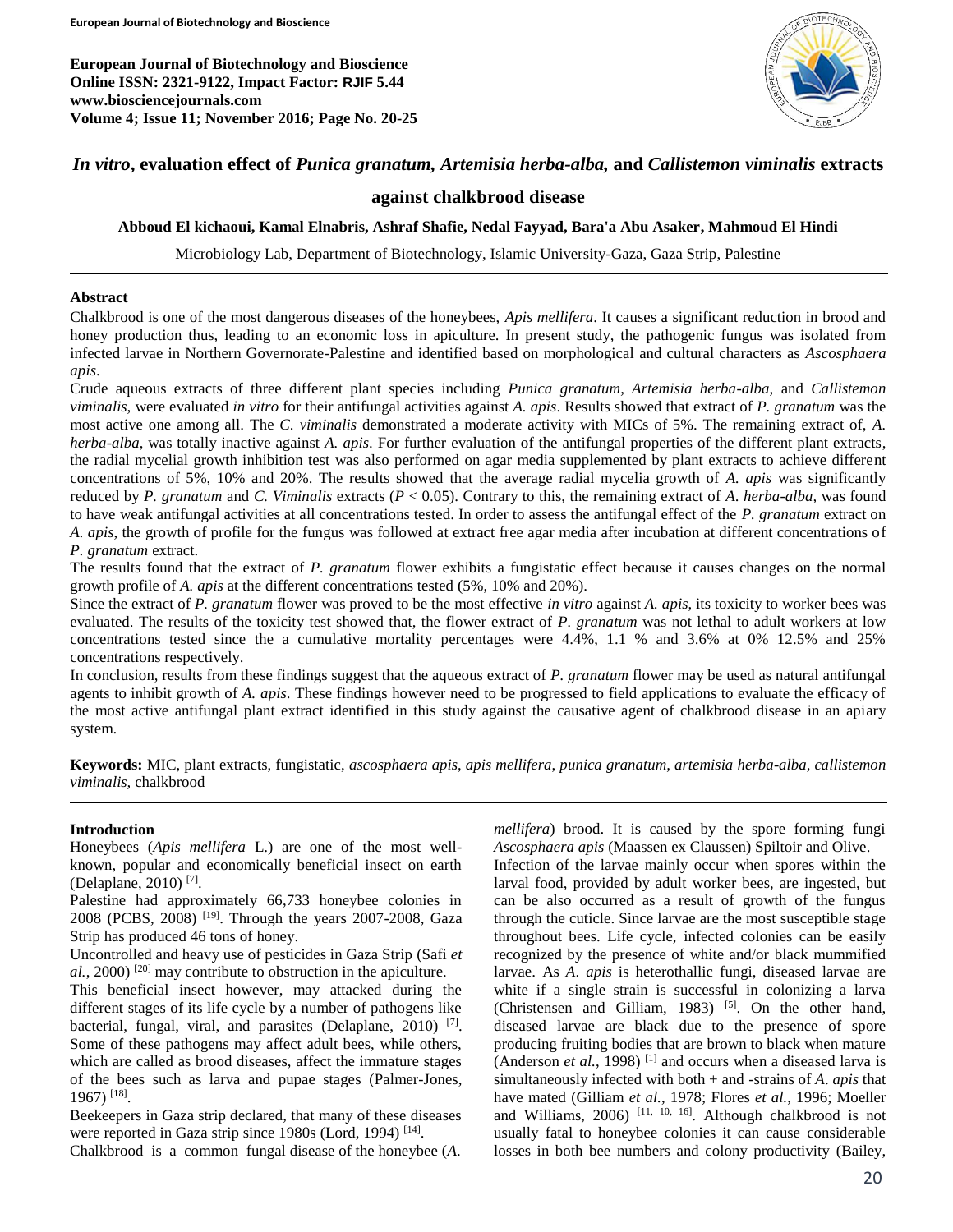# *In vitro*, evaluation effect of *Punica granatum, Artemisia herba-alba,* and *Callistemon viminalis* extracts against chalkbrood disease

**Abboud El kichaoui, Kamal Elnabris, Ashraf Shafie, Nedal Fayyad, Bara'a Abu Asaker, Mahmoud El Hindi**

Microbiology Lab, Department of Biotechnology, Islamic University-Gaza, Gaza Strip, Palestine

## Abstract

Chalkbrood is one of the most dangerous diseases of the honeybees, *Apis mellifera*. It causes a significant reduction in brood and honey production thus, leading to an economic loss in apiculture. In present study, the pathogenic fungus was isolated from infected larvae in Northern Governorate-Palestine and identified based on morphological and cultural characters as *Ascosphaera apis*.

Crude aqueous extracts of three different plant species including *Punica granatum, Artemisia herba-alba,* and *Callistemon viminalis,* were evaluated *in vitro* for their antifungal activities against *A. apis*. Results showed that extract of *P. granatum* was the most active one among all. The *C. viminalis* demonstrated a moderate activity with MICs of 5%. The remaining extract of, *A. herba-alba*, was totally inactive against *A. apis*. For further evaluation of the antifungal properties of the different plant extracts, the radial mycelial growth inhibition test was also performed on agar media supplemented by plant extracts to achieve different concentrations of 5%, 10% and 20%. The results showed that the average radial mycelia growth of *A. apis* was significantly reduced by *P. granatum* and *C. Viminalis* extracts ($P < 0.05$). Contrary to this, the remaining extract of *A. herba-alba,* was found to have weak antifungal activities at all concentrations tested. In order to assess the antifungal effect of the *P. granatum* extract on *A. apis*, the growth of profile for the fungus was followed at extract free agar media after incubation at different concentrations of *P. granatum* extract.

The results found that the extract of *P. granatum* flower exhibits a fungistatic effect because it causes changes on the normal growth profile of *A. apis* at the different concentrations tested (5%, 10% and 20%).

Since the extract of *P. granatum* flower was proved to be the most effective *in vitro* against *A. apis*, its toxicity to worker bees was evaluated. The results of the toxicity test showed that, the flower extract of *P. granatum* was not lethal to adult workers at low concentrations tested since the a cumulative mortality percentages were 4.4%, 1.1 % and 3.6% at 0% 12.5% and 25% concentrations respectively.

In conclusion, results from these findings suggest that the aqueous extract of *P. granatum* flower may be used as natural antifungal agents to inhibit growth of *A. apis*. These findings however need to be progressed to field applications to evaluate the efficacy of the most active antifungal plant extract identified in this study against the causative agent of chalkbrood disease in an apiary system.

**Keywords:** MIC, plant extracts, fungistatic, *ascosphaera apis*, *apis mellifera*, *punica granatum*, *artemisia herba-alba*, *callistemon viminalis,* chalkbrood

## Introduction

Honeybees (*Apis mellifera* L.) are one of the most well-known, popular and economically beneficial insect on earth (Delaplane, 2010) [7].

Palestine had approximately 66,733 honeybee colonies in 2008 (PCBS, 2008) [19]. Through the years 2007-2008, Gaza Strip has produced 46 tons of honey.

Uncontrolled and heavy use of pesticides in Gaza Strip (Safi *et al.*, 2000) [20] may contribute to obstruction in the apiculture.

This beneficial insect however, may attacked during the different stages of its life cycle by a number of pathogens like bacterial, fungal, viral, and parasites (Delaplane, 2010) [7]. Some of these pathogens may affect adult bees, while others, which are called as brood diseases, affect the immature stages of the bees such as larva and pupae stages (Palmer-Jones, 1967) [18].

Beekeepers in Gaza strip declared, that many of these diseases were reported in Gaza strip since 1980s (Lord, 1994) [14].

Chalkbrood is a common fungal disease of the honeybee (*A. mellifera*) brood. It is caused by the spore forming fungi *Ascosphaera apis* (Maassen ex Claussen) Spiltoir and Olive.

Infection of the larvae mainly occur when spores within the larval food, provided by adult worker bees, are ingested, but can be also occurred as a result of growth of the fungus through the cuticle. Since larvae are the most susceptible stage throughout bees. Life cycle, infected colonies can be easily recognized by the presence of white and/or black mummified larvae. As *A. apis* is heterothallic fungi, diseased larvae are white if a single strain is successful in colonizing a larva (Christensen and Gilliam, 1983) [5]. On the other hand, diseased larvae are black due to the presence of spore producing fruiting bodies that are brown to black when mature (Anderson *et al.*, 1998) [1] and occurs when a diseased larva is simultaneously infected with both + and -strains of *A. apis* that have mated (Gilliam *et al.*, 1978; Flores *et al.*, 1996; Moeller and Williams, 2006) [11, 10, 16]. Although chalkbrood is not usually fatal to honeybee colonies it can cause considerable losses in both bee numbers and colony productivity (Bailey,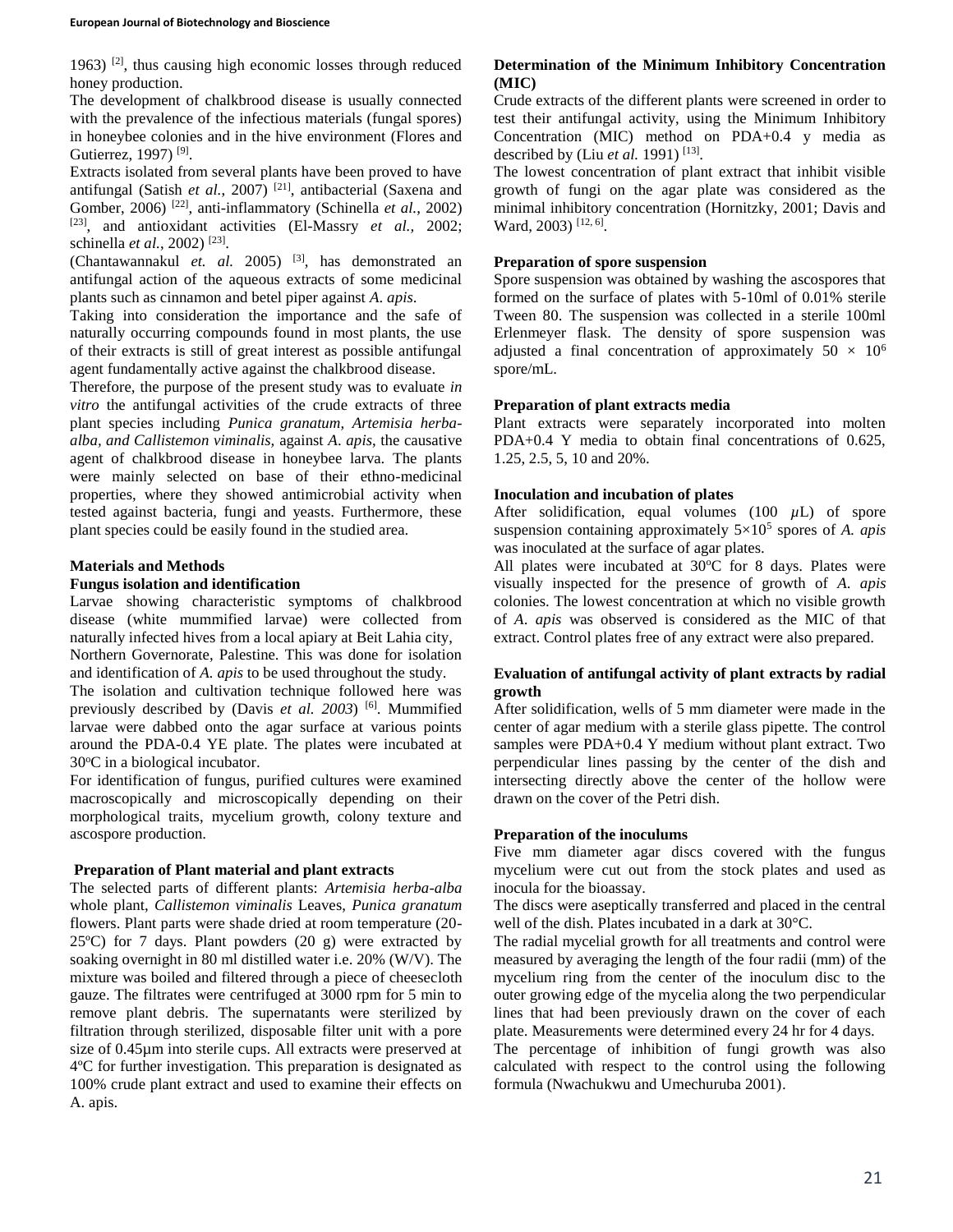1963) [2], thus causing high economic losses through reduced honey production.

The development of chalkbrood disease is usually connected with the prevalence of the infectious materials (fungal spores) in honeybee colonies and in the hive environment (Flores and Gutierrez, 1997) [9].

Extracts isolated from several plants have been proved to have antifungal (Satish *et al.*, 2007) [21], antibacterial (Saxena and Gomber, 2006) [22], anti-inflammatory (Schinella *et al.*, 2002) [23], and antioxidant activities (El-Massry *et al.*, 2002; schinella *et al.*, 2002) [23].

(Chantawannakul *et. al.* 2005) [3], has demonstrated an antifungal action of the aqueous extracts of some medicinal plants such as cinnamon and betel piper against *A. apis*.

Taking into consideration the importance and the safe of naturally occurring compounds found in most plants, the use of their extracts is still of great interest as possible antifungal agent fundamentally active against the chalkbrood disease.

Therefore, the purpose of the present study was to evaluate *in vitro* the antifungal activities of the crude extracts of three plant species including *Punica granatum, Artemisia herba-alba, and Callistemon viminalis,* against *A. apis*, the causative agent of chalkbrood disease in honeybee larva. The plants were mainly selected on base of their ethno-medicinal properties, where they showed antimicrobial activity when tested against bacteria, fungi and yeasts. Furthermore, these plant species could be easily found in the studied area.

## Materials and Methods

### Fungus isolation and identification

Larvae showing characteristic symptoms of chalkbrood disease (white mummified larvae) were collected from naturally infected hives from a local apiary at Beit Lahia city, Northern Governorate, Palestine. This was done for isolation and identification of *A. apis* to be used throughout the study.

The isolation and cultivation technique followed here was previously described by (Davis *et al. 2003*) [6]. Mummified larvae were dabbed onto the agar surface at various points around the PDA-0.4 YE plate. The plates were incubated at 30ºC in a biological incubator.

For identification of fungus, purified cultures were examined macroscopically and microscopically depending on their morphological traits, mycelium growth, colony texture and ascospore production.

### Preparation of Plant material and plant extracts

The selected parts of different plants: *Artemisia herba-alba* whole plant, *Callistemon viminalis* Leaves, *Punica granatum* flowers. Plant parts were shade dried at room temperature (20-25ºC) for 7 days. Plant powders (20 g) were extracted by soaking overnight in 80 ml distilled water i.e. 20% (W/V). The mixture was boiled and filtered through a piece of cheesecloth gauze. The filtrates were centrifuged at 3000 rpm for 5 min to remove plant debris. The supernatants were sterilized by filtration through sterilized, disposable filter unit with a pore size of 0.45µm into sterile cups. All extracts were preserved at 4ºC for further investigation. This preparation is designated as 100% crude plant extract and used to examine their effects on A. apis.

### Determination of the Minimum Inhibitory Concentration (MIC)

Crude extracts of the different plants were screened in order to test their antifungal activity, using the Minimum Inhibitory Concentration (MIC) method on PDA+0.4 y media as described by (Liu *et al.* 1991) [13].

The lowest concentration of plant extract that inhibit visible growth of fungi on the agar plate was considered as the minimal inhibitory concentration (Hornitzky, 2001; Davis and Ward, 2003) [12, 6].

### Preparation of spore suspension

Spore suspension was obtained by washing the ascospores that formed on the surface of plates with 5-10ml of 0.01% sterile Tween 80. The suspension was collected in a sterile 100ml Erlenmeyer flask. The density of spore suspension was adjusted a final concentration of approximately $50 \times 10^6$ spore/mL.

### Preparation of plant extracts media

Plant extracts were separately incorporated into molten PDA+0.4 Y media to obtain final concentrations of 0.625, 1.25, 2.5, 5, 10 and 20%.

### Inoculation and incubation of plates

After solidification, equal volumes (100 $\mu$L) of spore suspension containing approximately $5\times10^5$ spores of *A. apis* was inoculated at the surface of agar plates.

All plates were incubated at 30ºC for 8 days. Plates were visually inspected for the presence of growth of *A. apis* colonies. The lowest concentration at which no visible growth of *A. apis* was observed is considered as the MIC of that extract. Control plates free of any extract were also prepared.

### Evaluation of antifungal activity of plant extracts by radial growth

After solidification, wells of 5 mm diameter were made in the center of agar medium with a sterile glass pipette. The control samples were PDA+0.4 Y medium without plant extract. Two perpendicular lines passing by the center of the dish and intersecting directly above the center of the hollow were drawn on the cover of the Petri dish.

### Preparation of the inoculums

Five mm diameter agar discs covered with the fungus mycelium were cut out from the stock plates and used as inocula for the bioassay.

The discs were aseptically transferred and placed in the central well of the dish. Plates incubated in a dark at 30°C.

The radial mycelial growth for all treatments and control were measured by averaging the length of the four radii (mm) of the mycelium ring from the center of the inoculum disc to the outer growing edge of the mycelia along the two perpendicular lines that had been previously drawn on the cover of each plate. Measurements were determined every 24 hr for 4 days.

The percentage of inhibition of fungi growth was also calculated with respect to the control using the following formula (Nwachukwu and Umechuruba 2001).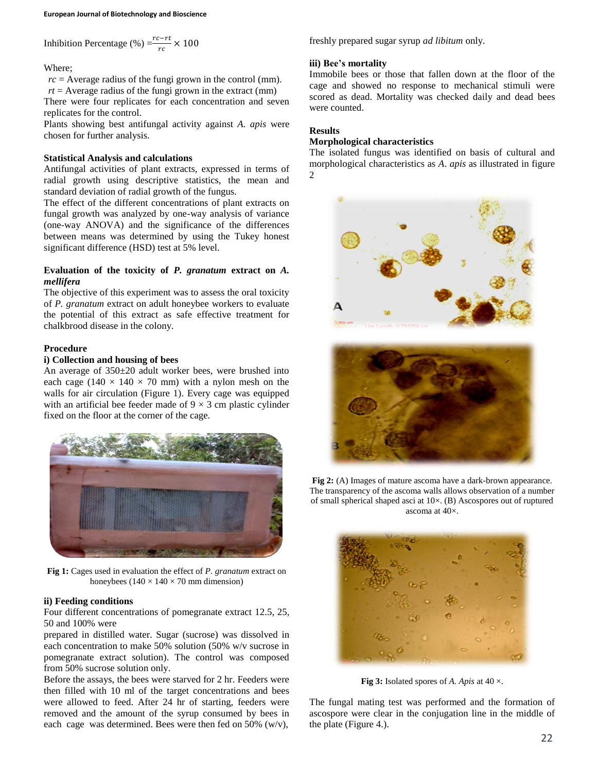Inhibition Percentage (%) $= \frac{rc - rt}{rc} \times 100$

Where;

$rc$ = Average radius of the fungi grown in the control (mm).
$rt$ = Average radius of the fungi grown in the extract (mm)

There were four replicates for each concentration and seven replicates for the control.

Plants showing best antifungal activity against *A. apis* were chosen for further analysis.

**Statistical Analysis and calculations**

Antifungal activities of plant extracts, expressed in terms of radial growth using descriptive statistics, the mean and standard deviation of radial growth of the fungus.

The effect of the different concentrations of plant extracts on fungal growth was analyzed by one-way analysis of variance (one-way ANOVA) and the significance of the differences between means was determined by using the Tukey honest significant difference (HSD) test at 5% level.

**Evaluation of the toxicity of *P. granatum* extract on *A. mellifera***

The objective of this experiment was to assess the oral toxicity of *P. granatum* extract on adult honeybee workers to evaluate the potential of this extract as safe effective treatment for chalkbrood disease in the colony.

**Procedure**

**i) Collection and housing of bees**

An average of 350±20 adult worker bees, were brushed into each cage (140 × 140 × 70 mm) with a nylon mesh on the walls for air circulation (Figure 1). Every cage was equipped with an artificial bee feeder made of 9 × 3 cm plastic cylinder fixed on the floor at the corner of the cage.

**Fig 1:** Cages used in evaluation the effect of *P. granatum* extract on honeybees (140 × 140 × 70 mm dimension)

**ii) Feeding conditions**

Four different concentrations of pomegranate extract 12.5, 25, 50 and 100% were prepared in distilled water. Sugar (sucrose) was dissolved in each concentration to make 50% solution (50% w/v sucrose in pomegranate extract solution). The control was composed from 50% sucrose solution only.

Before the assays, the bees were starved for 2 hr. Feeders were then filled with 10 ml of the target concentrations and bees were allowed to feed. After 24 hr of starting, feeders were removed and the amount of the syrup consumed by bees in each cage was determined. Bees were then fed on 50% (w/v), freshly prepared sugar syrup *ad libitum* only.

**iii) Bee's mortality**

Immobile bees or those that fallen down at the floor of the cage and showed no response to mechanical stimuli were scored as dead. Mortality was checked daily and dead bees were counted.

**Results**

**Morphological characteristics**

The isolated fungus was identified on basis of cultural and morphological characteristics as *A. apis* as illustrated in figure 2

**Fig 2:** (A) Images of mature ascoma have a dark-brown appearance. The transparency of the ascoma walls allows observation of a number of small spherical shaped asci at 10×. (B) Ascospores out of ruptured ascoma at 40×.

**Fig 3:** Isolated spores of *A. Apis* at 40 ×.

The fungal mating test was performed and the formation of ascospore were clear in the conjugation line in the middle of the plate (Figure 4.).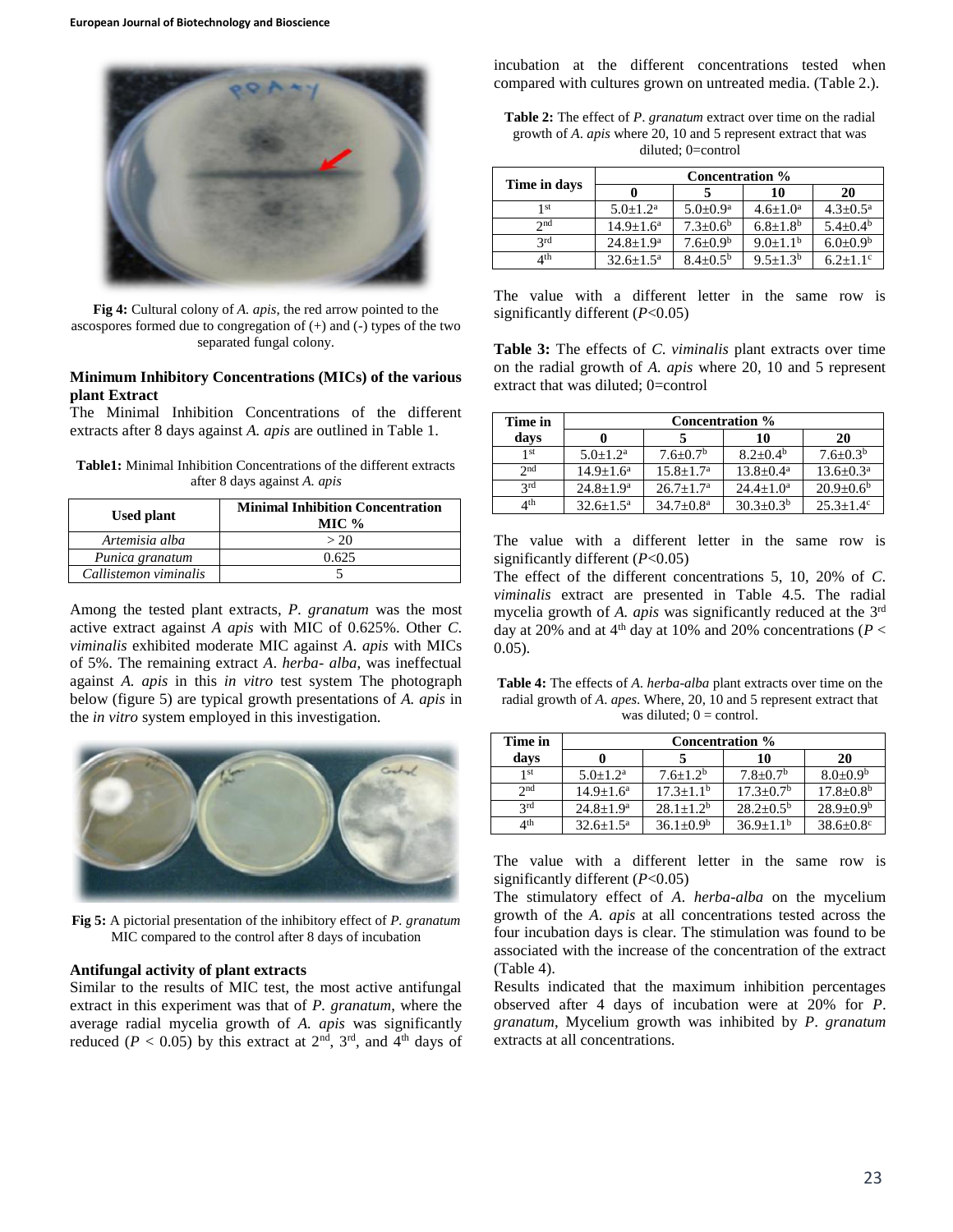**Fig 4:** Cultural colony of *A. apis*, the red arrow pointed to the ascospores formed due to congregation of (+) and (-) types of the two separated fungal colony.

### Minimum Inhibitory Concentrations (MICs) of the various plant Extract

The Minimal Inhibition Concentrations of the different extracts after 8 days against *A. apis* are outlined in Table 1.

**Table1:** Minimal Inhibition Concentrations of the different extracts after 8 days against *A. apis*

| Used plant | Minimal Inhibition Concentration MIC % |
|---|---|
| *Artemisia alba* | > 20 |
| *Punica granatum* | 0.625 |
| *Callistemon viminalis* | 5 |

Among the tested plant extracts, *P. granatum* was the most active extract against *A apis* with MIC of 0.625%. Other *C. viminalis* exhibited moderate MIC against *A. apis* with MICs of 5%. The remaining extract *A. herba- alba*, was ineffectual against *A. apis* in this *in vitro* test system The photograph below (figure 5) are typical growth presentations of *A. apis* in the *in vitro* system employed in this investigation.

**Fig 5:** A pictorial presentation of the inhibitory effect of *P. granatum* MIC compared to the control after 8 days of incubation

### Antifungal activity of plant extracts

Similar to the results of MIC test, the most active antifungal extract in this experiment was that of *P. granatum*, where the average radial mycelia growth of *A. apis* was significantly reduced ($P < 0.05$) by this extract at 2nd, 3rd, and 4th days of incubation at the different concentrations tested when compared with cultures grown on untreated media. (Table 2.).

**Table 2:** The effect of *P. granatum* extract over time on the radial growth of *A. apis* where 20, 10 and 5 represent extract that was diluted; 0=control

| Time in days | Concentration % | | | |
|---|---|---|---|---|
| | 0 | 5 | 10 | 20 |
| 1st | 5.0±1.2[a] | 5.0±0.9[a] | 4.6±1.0[a] | 4.3±0.5[a] |
| 2nd | 14.9±1.6[a] | 7.3±0.6[b] | 6.8±1.8[b] | 5.4±0.4[b] |
| 3rd | 24.8±1.9[a] | 7.6±0.9[b] | 9.0±1.1[b] | 6.0±0.9[b] |
| 4th | 32.6±1.5[a] | 8.4±0.5[b] | 9.5±1.3[b] | 6.2±1.1[c] |

The value with a different letter in the same row is significantly different ($P$<0.05)

**Table 3:** The effects of *C. viminalis* plant extracts over time on the radial growth of *A. apis* where 20, 10 and 5 represent extract that was diluted; 0=control

| Time in days | Concentration % | | | |
|---|---|---|---|---|
| | 0 | 5 | 10 | 20 |
| 1st | 5.0±1.2[a] | 7.6±0.7[b] | 8.2±0.4[b] | 7.6±0.3[b] |
| 2nd | 14.9±1.6[a] | 15.8±1.7[a] | 13.8±0.4[a] | 13.6±0.3[a] |
| 3rd | 24.8±1.9[a] | 26.7±1.7[a] | 24.4±1.0[a] | 20.9±0.6[b] |
| 4th | 32.6±1.5[a] | 34.7±0.8[a] | 30.3±0.3[b] | 25.3±1.4[c] |

The value with a different letter in the same row is significantly different ($P$<0.05)

The effect of the different concentrations 5, 10, 20% of *C. viminalis* extract are presented in Table 4.5. The radial mycelia growth of *A. apis* was significantly reduced at the 3rd day at 20% and at 4th day at 10% and 20% concentrations ($P < 0.05$).

**Table 4:** The effects of *A. herba-alba* plant extracts over time on the radial growth of *A. apes*. Where, 20, 10 and 5 represent extract that was diluted; 0 = control.

| Time in days | Concentration % | | | |
|---|---|---|---|---|
| | 0 | 5 | 10 | 20 |
| 1st | 5.0±1.2[a] | 7.6±1.2[b] | 7.8±0.7[b] | 8.0±0.9[b] |
| 2nd | 14.9±1.6[a] | 17.3±1.1[b] | 17.3±0.7[b] | 17.8±0.8[b] |
| 3rd | 24.8±1.9[a] | 28.1±1.2[b] | 28.2±0.5[b] | 28.9±0.9[b] |
| 4th | 32.6±1.5[a] | 36.1±0.9[b] | 36.9±1.1[b] | 38.6±0.8[c] |

The value with a different letter in the same row is significantly different ($P$<0.05)

The stimulatory effect of *A. herba-alba* on the mycelium growth of the *A. apis* at all concentrations tested across the four incubation days is clear. The stimulation was found to be associated with the increase of the concentration of the extract (Table 4).

Results indicated that the maximum inhibition percentages observed after 4 days of incubation were at 20% for *P. granatum*, Mycelium growth was inhibited by *P. granatum* extracts at all concentrations.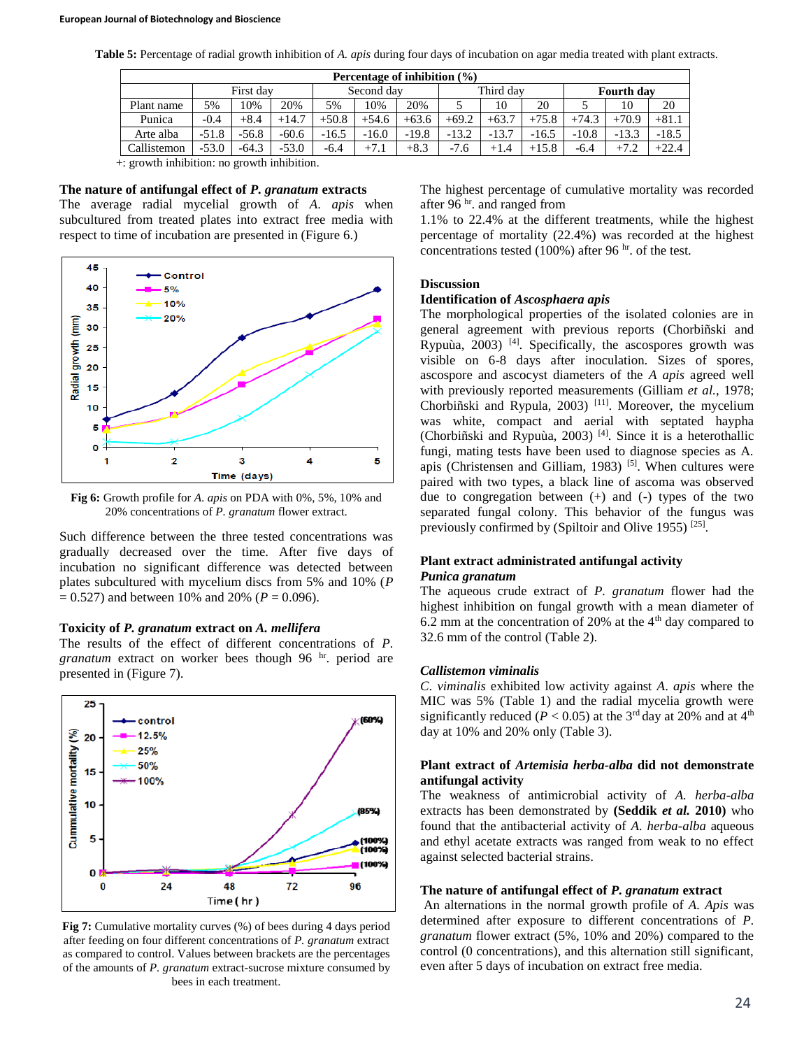**Table 5:** Percentage of radial growth inhibition of *A. apis* during four days of incubation on agar media treated with plant extracts.

| Percentage of inhibition (%) | | | | | | | | | | | | |
|---|---|---|---|---|---|---|---|---|---|---|---|---|
| | First day | | | Second day | | | Third day | | | **Fourth day** | | |
| Plant name | 5% | 10% | 20% | 5% | 10% | 20% | 5 | 10 | 20 | 5 | 10 | 20 |
| Punica | -0.4 | +8.4 | +14.7 | +50.8 | +54.6 | +63.6 | +69.2 | +63.7 | +75.8 | +74.3 | +70.9 | +81.1 |
| Arte alba | -51.8 | -56.8 | -60.6 | -16.5 | -16.0 | -19.8 | -13.2 | -13.7 | -16.5 | -10.8 | -13.3 | -18.5 |
| Callistemon | -53.0 | -64.3 | -53.0 | -6.4 | +7.1 | +8.3 | -7.6 | +1.4 | +15.8 | -6.4 | +7.2 | +22.4 |

+: growth inhibition: no growth inhibition.

### The nature of antifungal effect of *P. granatum* extracts

The average radial mycelial growth of *A. apis* when subcultured from treated plates into extract free media with respect to time of incubation are presented in (Figure 6.)

**Fig 6:** Growth profile for *A. apis* on PDA with 0%, 5%, 10% and 20% concentrations of *P. granatum* flower extract.

Such difference between the three tested concentrations was gradually decreased over the time. After five days of incubation no significant difference was detected between plates subcultured with mycelium discs from 5% and 10% ($P = 0.527$) and between 10% and 20% ($P = 0.096$).

### Toxicity of *P. granatum* extract on *A. mellifera*

The results of the effect of different concentrations of *P. granatum* extract on worker bees though 96 hr. period are presented in (Figure 7).

**Fig 7:** Cumulative mortality curves (%) of bees during 4 days period after feeding on four different concentrations of *P. granatum* extract as compared to control. Values between brackets are the percentages of the amounts of *P. granatum* extract-sucrose mixture consumed by bees in each treatment.

The highest percentage of cumulative mortality was recorded after 96 hr. and ranged from 1.1% to 22.4% at the different treatments, while the highest percentage of mortality (22.4%) was recorded at the highest concentrations tested (100%) after 96 hr. of the test.

## Discussion

### Identification of *Ascosphaera apis*

The morphological properties of the isolated colonies are in general agreement with previous reports (Chorbiñski and Rypuùa, 2003) [4]. Specifically, the ascospores growth was visible on 6-8 days after inoculation. Sizes of spores, ascospore and ascocyst diameters of the *A apis* agreed well with previously reported measurements (Gilliam *et al.*, 1978; Chorbiñski and Rypula, 2003) [11]. Moreover, the mycelium was white, compact and aerial with septated haypha (Chorbiñski and Rypuùa, 2003) [4]. Since it is a heterothallic fungi, mating tests have been used to diagnose species as A. apis (Christensen and Gilliam, 1983) [5]. When cultures were paired with two types, a black line of ascoma was observed due to congregation between (+) and (-) types of the two separated fungal colony. This behavior of the fungus was previously confirmed by (Spiltoir and Olive 1955) [25].

### Plant extract administrated antifungal activity

#### *Punica granatum*

The aqueous crude extract of *P. granatum* flower had the highest inhibition on fungal growth with a mean diameter of 6.2 mm at the concentration of 20% at the 4th day compared to 32.6 mm of the control (Table 2).

#### *Callistemon viminalis*

*C. viminalis* exhibited low activity against *A. apis* where the MIC was 5% (Table 1) and the radial mycelia growth were significantly reduced ($P < 0.05$) at the 3rd day at 20% and at 4th day at 10% and 20% only (Table 3).

### Plant extract of *Artemisia herba-alba* did not demonstrate antifungal activity

The weakness of antimicrobial activity of *A. herba-alba* extracts has been demonstrated by **(Seddik *et al.* 2010)** who found that the antibacterial activity of *A. herba-alba* aqueous and ethyl acetate extracts was ranged from weak to no effect against selected bacterial strains.

### The nature of antifungal effect of *P. granatum* extract

An alternations in the normal growth profile of *A. Apis* was determined after exposure to different concentrations of *P. granatum* flower extract (5%, 10% and 20%) compared to the control (0 concentrations), and this alternation still significant, even after 5 days of incubation on extract free media.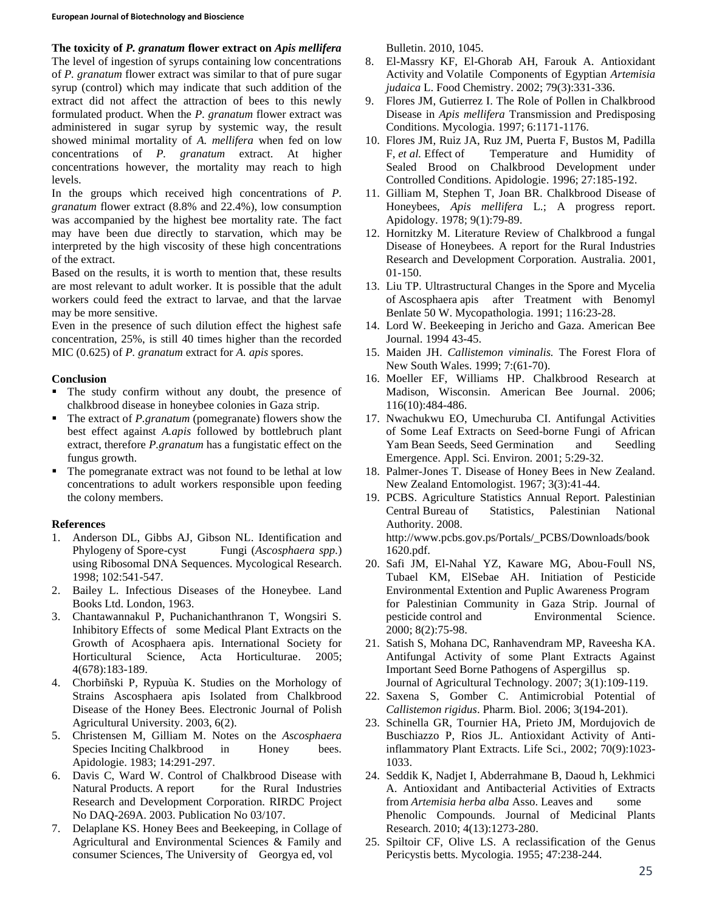**The toxicity of *P. granatum* flower extract on *Apis mellifera***

The level of ingestion of syrups containing low concentrations of *P. granatum* flower extract was similar to that of pure sugar syrup (control) which may indicate that such addition of the extract did not affect the attraction of bees to this newly formulated product. When the *P. granatum* flower extract was administered in sugar syrup by systemic way, the result showed minimal mortality of *A. mellifera* when fed on low concentrations of *P. granatum* extract. At higher concentrations however, the mortality may reach to high levels.

In the groups which received high concentrations of *P. granatum* flower extract (8.8% and 22.4%), low consumption was accompanied by the highest bee mortality rate. The fact may have been due directly to starvation, which may be interpreted by the high viscosity of these high concentrations of the extract.

Based on the results, it is worth to mention that, these results are most relevant to adult worker. It is possible that the adult workers could feed the extract to larvae, and that the larvae may be more sensitive.

Even in the presence of such dilution effect the highest safe concentration, 25%, is still 40 times higher than the recorded MIC (0.625) of *P. granatum* extract for *A. apis* spores.

**Conclusion**

- The study confirm without any doubt, the presence of chalkbrood disease in honeybee colonies in Gaza strip.
- The extract of *P.granatum* (pomegranate) flowers show the best effect against *A.apis* followed by bottlebruch plant extract, therefore *P.granatum* has a fungistatic effect on the fungus growth.
- The pomegranate extract was not found to be lethal at low concentrations to adult workers responsible upon feeding the colony members.

**References**

1. Anderson DL, Gibbs AJ, Gibson NL. Identification and Phylogeny of Spore-cyst Fungi (*Ascosphaera spp.*) using Ribosomal DNA Sequences. Mycological Research. 1998; 102:541-547.
2. Bailey L. Infectious Diseases of the Honeybee. Land Books Ltd. London, 1963.
3. Chantawannakul P, Puchanichanthranon T, Wongsiri S. Inhibitory Effects of some Medical Plant Extracts on the Growth of Acosphaera apis. International Society for Horticultural Science, Acta Horticulturae. 2005; 4(678):183-189.
4. Chorbiñski P, Rypuùa K. Studies on the Morhology of Strains Ascosphaera apis Isolated from Chalkbrood Disease of the Honey Bees. Electronic Journal of Polish Agricultural University. 2003, 6(2).
5. Christensen M, Gilliam M. Notes on the *Ascosphaera* Species Inciting Chalkbrood in Honey bees. Apidologie. 1983; 14:291-297.
6. Davis C, Ward W. Control of Chalkbrood Disease with Natural Products. A report for the Rural Industries Research and Development Corporation. RIRDC Project No DAQ-269A. 2003. Publication No 03/107.
7. Delaplane KS. Honey Bees and Beekeeping, in Collage of Agricultural and Environmental Sciences & Family and consumer Sciences, The University of Georgya ed, vol Bulletin. 2010, 1045.
8. El-Massry KF, El-Ghorab AH, Farouk A. Antioxidant Activity and Volatile Components of Egyptian *Artemisia judaica* L. Food Chemistry. 2002; 79(3):331-336.
9. Flores JM, Gutierrez I. The Role of Pollen in Chalkbrood Disease in *Apis mellifera* Transmission and Predisposing Conditions. Mycologia. 1997; 6:1171-1176.
10. Flores JM, Ruiz JA, Ruz JM, Puerta F, Bustos M, Padilla F, *et al.* Effect of Temperature and Humidity of Sealed Brood on Chalkbrood Development under Controlled Conditions. Apidologie. 1996; 27:185-192.
11. Gilliam M, Stephen T, Joan BR. Chalkbrood Disease of Honeybees, *Apis mellifera* L.; A progress report. Apidology. 1978; 9(1):79-89.
12. Hornitzky M. Literature Review of Chalkbrood a fungal Disease of Honeybees. A report for the Rural Industries Research and Development Corporation. Australia. 2001, 01-150.
13. Liu TP. Ultrastructural Changes in the Spore and Mycelia of Ascosphaera apis after Treatment with Benomyl Benlate 50 W. Mycopathologia. 1991; 116:23-28.
14. Lord W. Beekeeping in Jericho and Gaza. American Bee Journal. 1994 43-45.
15. Maiden JH. *Callistemon viminalis.* The Forest Flora of New South Wales. 1999; 7:(61-70).
16. Moeller EF, Williams HP. Chalkbrood Research at Madison, Wisconsin. American Bee Journal. 2006; 116(10):484-486.
17. Nwachukwu EO, Umechuruba CI. Antifungal Activities of Some Leaf Extracts on Seed-borne Fungi of African Yam Bean Seeds, Seed Germination and Seedling Emergence. Appl. Sci. Environ. 2001; 5:29-32.
18. Palmer-Jones T. Disease of Honey Bees in New Zealand. New Zealand Entomologist. 1967; 3(3):41-44.
19. PCBS. Agriculture Statistics Annual Report. Palestinian Central Bureau of Statistics, Palestinian National Authority. 2008. http://www.pcbs.gov.ps/Portals/_PCBS/Downloads/book1620.pdf.
20. Safi JM, El-Nahal YZ, Kaware MG, Abou-Foull NS, Tubael KM, ElSebae AH. Initiation of Pesticide Environmental Extention and Puplic Awareness Program for Palestinian Community in Gaza Strip. Journal of pesticide control and Environmental Science. 2000; 8(2):75-98.
21. Satish S, Mohana DC, Ranhavendram MP, Raveesha KA. Antifungal Activity of some Plant Extracts Against Important Seed Borne Pathogens of Aspergillus sp. Journal of Agricultural Technology. 2007; 3(1):109-119.
22. Saxena S, Gomber C. Antimicrobial Potential of *Callistemon rigidus*. Pharm. Biol. 2006; 3(194-201).
23. Schinella GR, Tournier HA, Prieto JM, Mordujovich de Buschiazzo P, Rios JL. Antioxidant Activity of Anti-inflammatory Plant Extracts. Life Sci., 2002; 70(9):1023-1033.
24. Seddik K, Nadjet I, Abderrahmane B, Daoud h, Lekhmici A. Antioxidant and Antibacterial Activities of Extracts from *Artemisia herba alba* Asso. Leaves and some Phenolic Compounds. Journal of Medicinal Plants Research. 2010; 4(13):1273-280.
25. Spiltoir CF, Olive LS. A reclassification of the Genus Pericystis betts. Mycologia. 1955; 47:238-244.